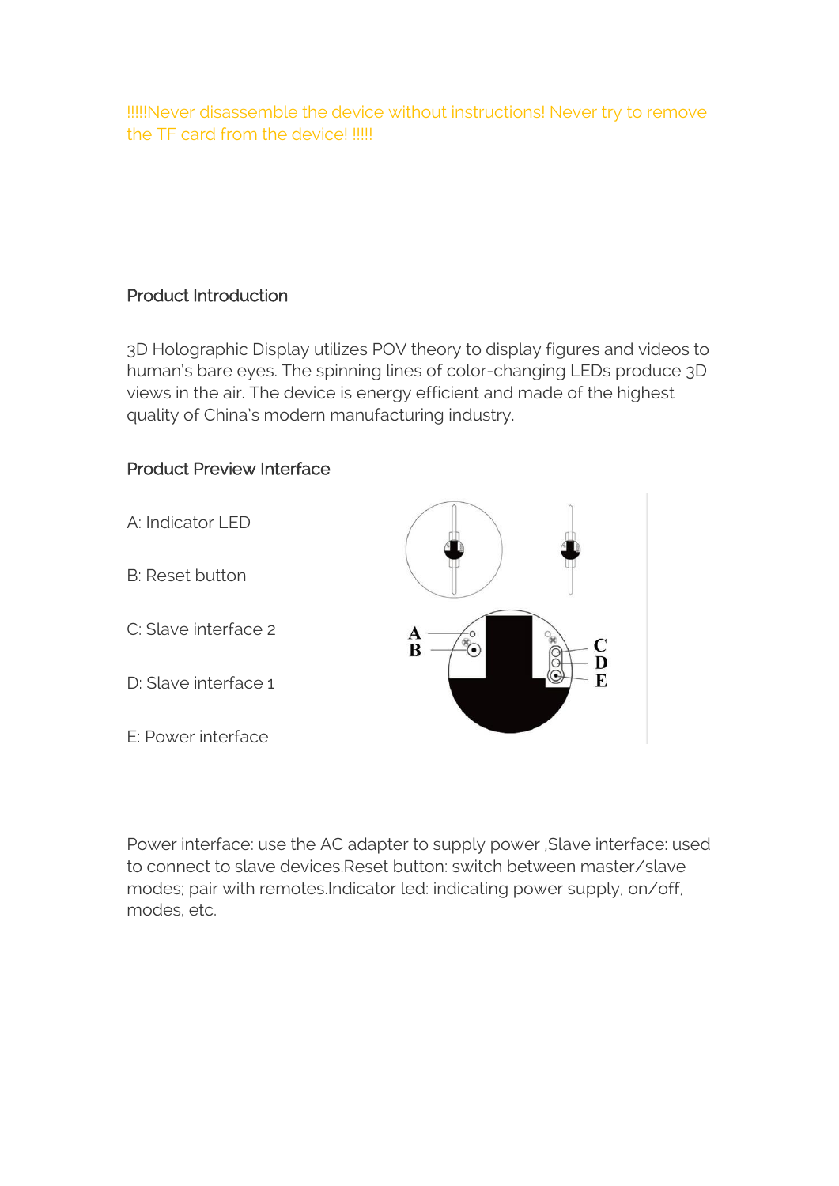!!!!!Never disassemble the device without instructions! Never try to remove the TF card from the device! !!!!!

## Product Introduction

3D Holographic Display utilizes POV theory to display figures and videos to human's bare eyes. The spinning lines of color-changing LEDs produce 3D views in the air. The device is energy efficient and made of the highest quality of China's modern manufacturing industry.

## Product Preview Interface

A: Indicator LED

B: Reset button

C: Slave interface 2

D: Slave interface 1

E: Power interface

Power interface: use the AC adapter to supply power ,Slave interface: used to connect to slave devices.Reset button: switch between master/slave modes; pair with remotes.Indicator led: indicating power supply, on/off, modes, etc.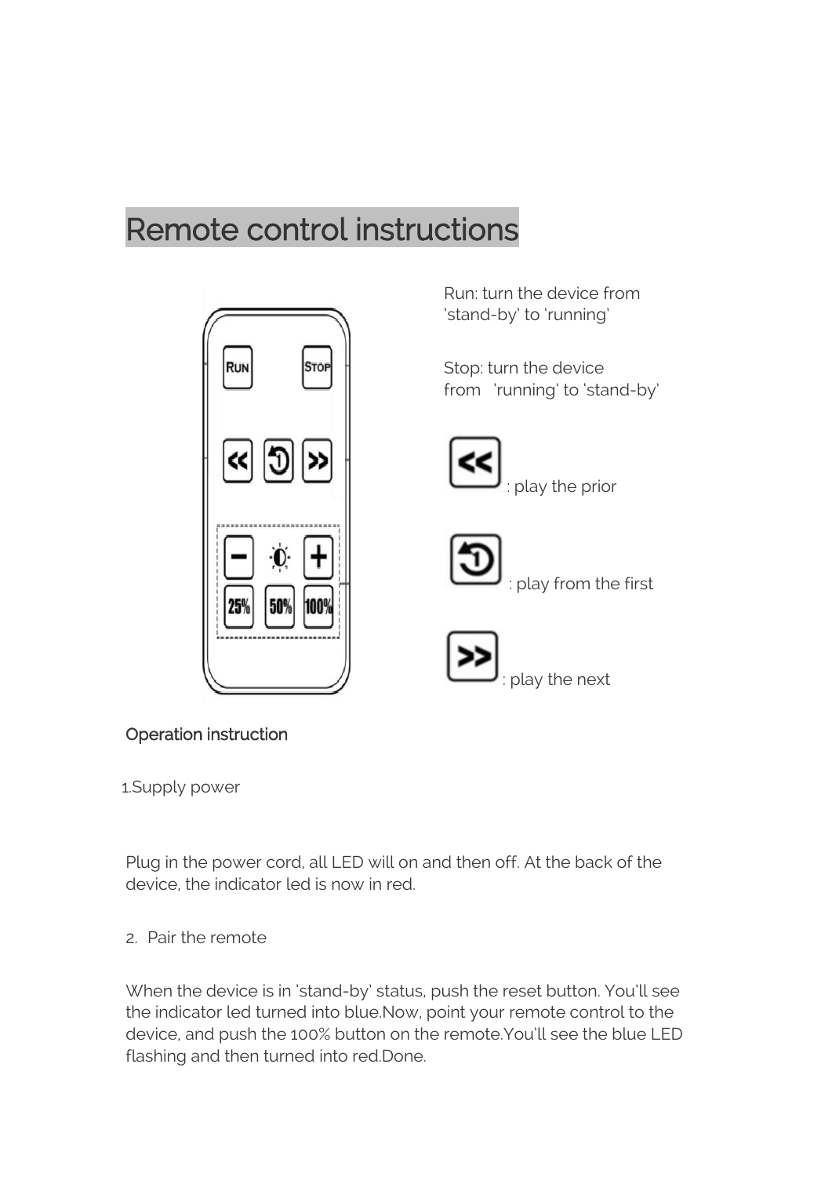# Remote control instructions

Run: turn the device from 'stand-by' to 'running'

Stop: turn the device from 'running' to 'stand-by'

<< : play the prior

⟲ : play from the first

>> : play the next

## Operation instruction

1. Supply power

Plug in the power cord, all LED will on and then off. At the back of the device, the indicator led is now in red.

2. Pair the remote

When the device is in 'stand-by' status, push the reset button. You'll see the indicator led turned into blue.Now, point your remote control to the device, and push the 100% button on the remote.You'll see the blue LED flashing and then turned into red.Done.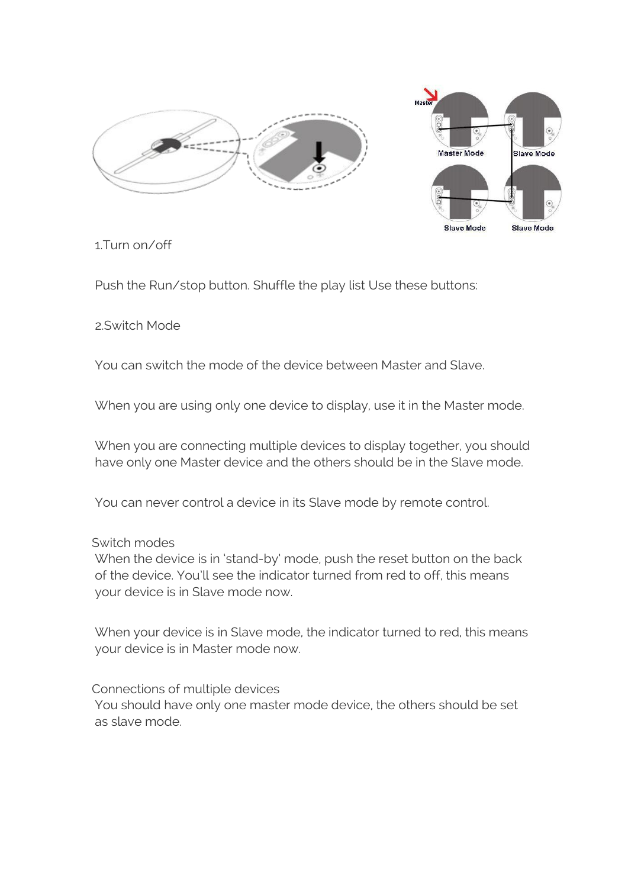1.Turn on/off

Push the Run/stop button. Shuffle the play list Use these buttons:

2.Switch Mode

You can switch the mode of the device between Master and Slave.

When you are using only one device to display, use it in the Master mode.

When you are connecting multiple devices to display together, you should have only one Master device and the others should be in the Slave mode.

You can never control a device in its Slave mode by remote control.

Switch modes
When the device is in 'stand-by' mode, push the reset button on the back of the device. You'll see the indicator turned from red to off, this means your device is in Slave mode now.

When your device is in Slave mode, the indicator turned to red, this means your device is in Master mode now.

Connections of multiple devices
You should have only one master mode device, the others should be set as slave mode.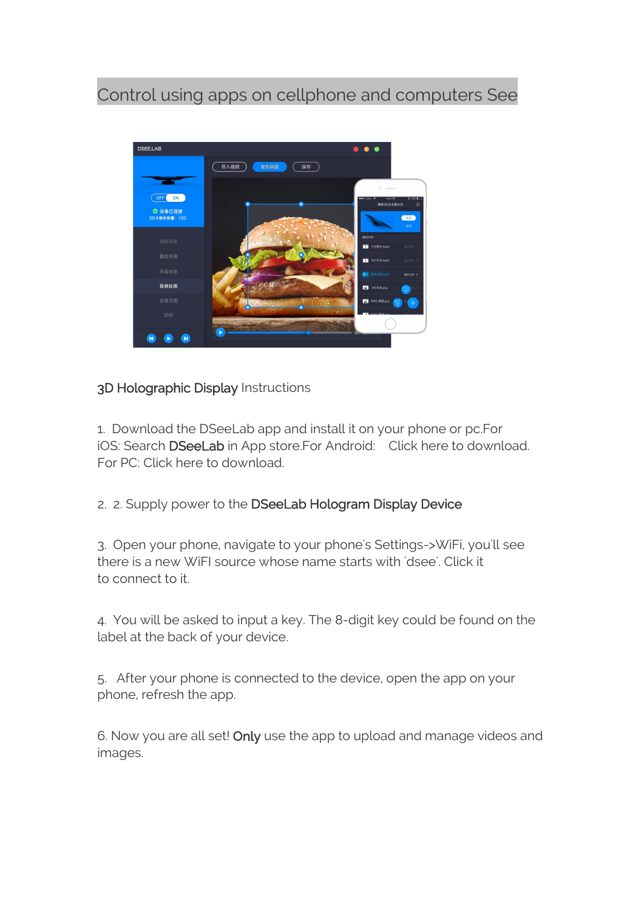Control using apps on cellphone and computers See

3D Holographic Display Instructions

1. Download the DSeeLab app and install it on your phone or pc.For iOS: Search **DSeeLab** in App store.For Android: Click here to download. For PC: Click here to download.

2. 2. Supply power to the **DSeeLab Hologram Display Device**

3. Open your phone, navigate to your phone's Settings->WiFi, you'll see there is a new WiFI source whose name starts with 'dsee'. Click it to connect to it.

4. You will be asked to input a key. The 8-digit key could be found on the label at the back of your device.

5. After your phone is connected to the device, open the app on your phone, refresh the app.

6. Now you are all set! **Only** use the app to upload and manage videos and images.